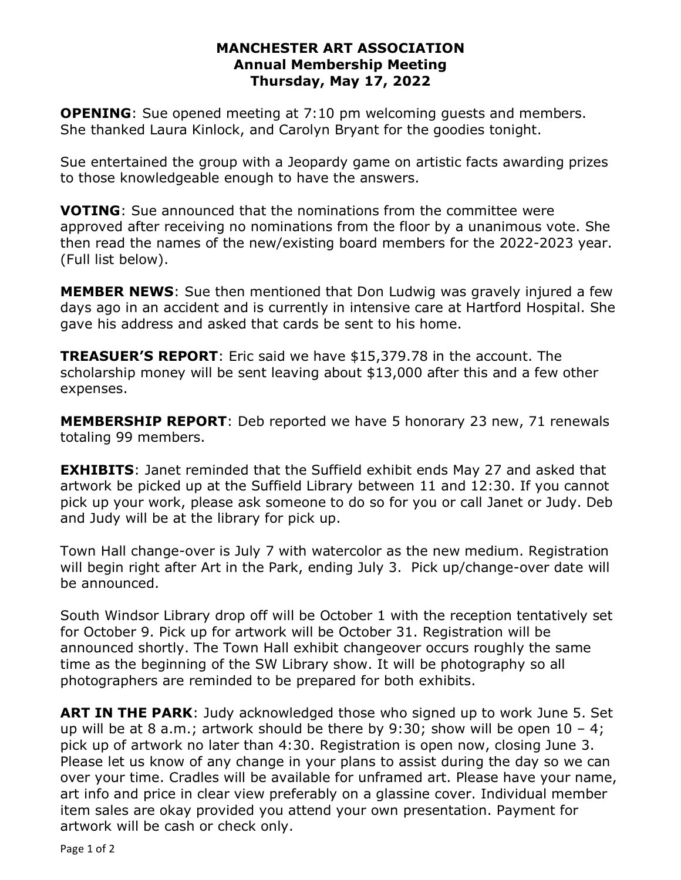# MANCHESTER ART ASSOCIATION
## Annual Membership Meeting
## Thursday, May 17, 2022

**OPENING**: Sue opened meeting at 7:10 pm welcoming guests and members. She thanked Laura Kinlock, and Carolyn Bryant for the goodies tonight.

Sue entertained the group with a Jeopardy game on artistic facts awarding prizes to those knowledgeable enough to have the answers.

**VOTING**: Sue announced that the nominations from the committee were approved after receiving no nominations from the floor by a unanimous vote. She then read the names of the new/existing board members for the 2022-2023 year. (Full list below).

**MEMBER NEWS**: Sue then mentioned that Don Ludwig was gravely injured a few days ago in an accident and is currently in intensive care at Hartford Hospital. She gave his address and asked that cards be sent to his home.

**TREASUER'S REPORT**: Eric said we have $15,379.78 in the account. The scholarship money will be sent leaving about $13,000 after this and a few other expenses.

**MEMBERSHIP REPORT**: Deb reported we have 5 honorary 23 new, 71 renewals totaling 99 members.

**EXHIBITS**: Janet reminded that the Suffield exhibit ends May 27 and asked that artwork be picked up at the Suffield Library between 11 and 12:30. If you cannot pick up your work, please ask someone to do so for you or call Janet or Judy. Deb and Judy will be at the library for pick up.

Town Hall change-over is July 7 with watercolor as the new medium. Registration will begin right after Art in the Park, ending July 3. Pick up/change-over date will be announced.

South Windsor Library drop off will be October 1 with the reception tentatively set for October 9. Pick up for artwork will be October 31. Registration will be announced shortly. The Town Hall exhibit changeover occurs roughly the same time as the beginning of the SW Library show. It will be photography so all photographers are reminded to be prepared for both exhibits.

**ART IN THE PARK**: Judy acknowledged those who signed up to work June 5. Set up will be at 8 a.m.; artwork should be there by 9:30; show will be open 10 – 4; pick up of artwork no later than 4:30. Registration is open now, closing June 3. Please let us know of any change in your plans to assist during the day so we can over your time. Cradles will be available for unframed art. Please have your name, art info and price in clear view preferably on a glassine cover. Individual member item sales are okay provided you attend your own presentation. Payment for artwork will be cash or check only.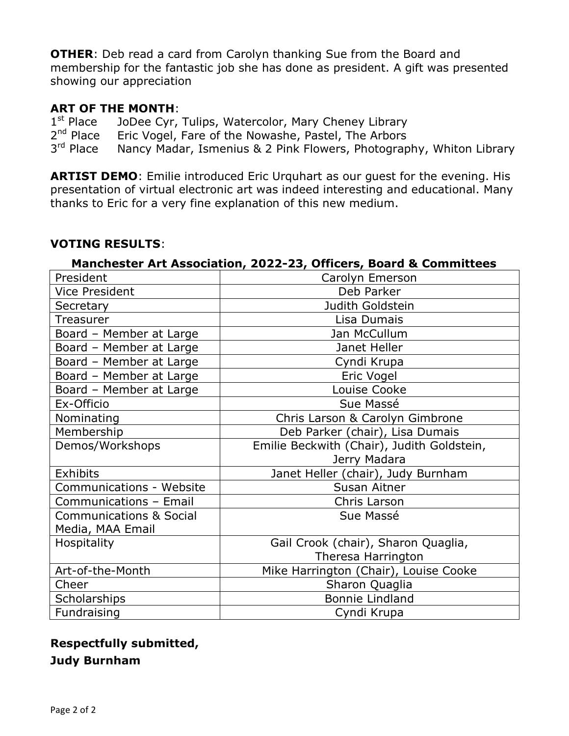**OTHER**: Deb read a card from Carolyn thanking Sue from the Board and membership for the fantastic job she has done as president. A gift was presented showing our appreciation

**ART OF THE MONTH**:

1st Place JoDee Cyr, Tulips, Watercolor, Mary Cheney Library
2nd Place Eric Vogel, Fare of the Nowashe, Pastel, The Arbors
3rd Place Nancy Madar, Ismenius & 2 Pink Flowers, Photography, Whiton Library

**ARTIST DEMO**: Emilie introduced Eric Urquhart as our guest for the evening. His presentation of virtual electronic art was indeed interesting and educational. Many thanks to Eric for a very fine explanation of this new medium.

**VOTING RESULTS**:

**Manchester Art Association, 2022-23, Officers, Board & Committees**

| | |
|---|---|
| President | Carolyn Emerson |
| Vice President | Deb Parker |
| Secretary | Judith Goldstein |
| Treasurer | Lisa Dumais |
| Board – Member at Large | Jan McCullum |
| Board – Member at Large | Janet Heller |
| Board – Member at Large | Cyndi Krupa |
| Board – Member at Large | Eric Vogel |
| Board – Member at Large | Louise Cooke |
| Ex-Officio | Sue Massé |
| Nominating | Chris Larson & Carolyn Gimbrone |
| Membership | Deb Parker (chair), Lisa Dumais |
| Demos/Workshops | Emilie Beckwith (Chair), Judith Goldstein, Jerry Madara |
| Exhibits | Janet Heller (chair), Judy Burnham |
| Communications - Website | Susan Aitner |
| Communications – Email | Chris Larson |
| Communications & Social Media, MAA Email | Sue Massé |
| Hospitality | Gail Crook (chair), Sharon Quaglia, Theresa Harrington |
| Art-of-the-Month | Mike Harrington (Chair), Louise Cooke |
| Cheer | Sharon Quaglia |
| Scholarships | Bonnie Lindland |
| Fundraising | Cyndi Krupa |

**Respectfully submitted,**

**Judy Burnham**